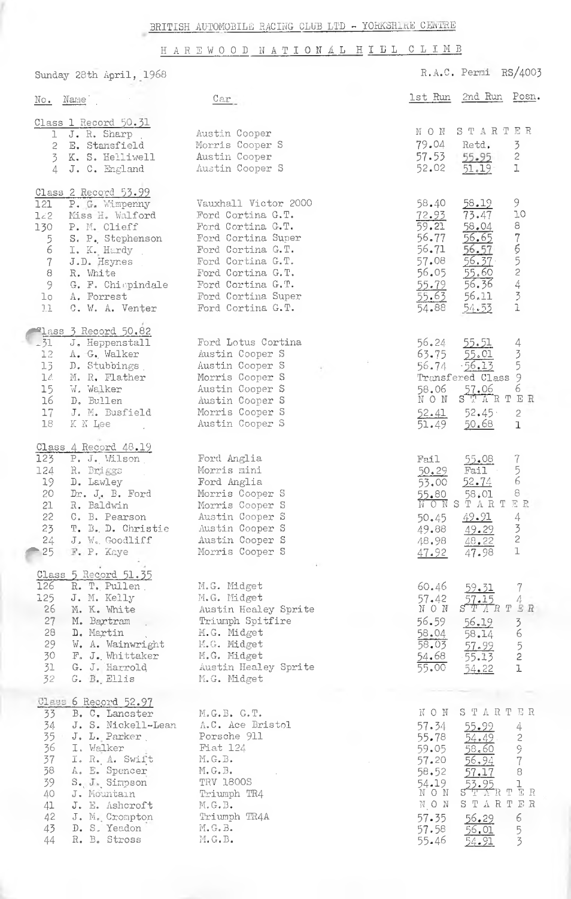BRITISH AUTOMOBILE RACING CLUB LTD - YORKSHIRE CENTRE

# HAREWOOD NATIONAL HILL CLIMB

Sunday 28th April, 1968

R.A.C. Permi RS/4003

| No. | Name | Car | 1st Run | 2nd Run | Posn. |
|---|---|---|---|---|---|
| **Class 1 Record 50.31** | | | | | |
| 1 | J. R. Sharp | Austin Cooper | NON STARTER | | |
| 2 | E. Stansfield | Morris Cooper S | 79.04 | Retd. | 3 |
| 3 | K. S. Helliwell | Austin Cooper | 57.53 | 55.95 | 2 |
| 4 | J. C. England | Austin Cooper S | 52.02 | 51.19 | 1 |
| **Class 2 Record 53.99** | | | | | |
| 121 | P. G. Wimpenny | Vauxhall Victor 2000 | 58.40 | 58.19 | 9 |
| 122 | Miss H. Walford | Ford Cortina G.T. | 72.93 | 73.47 | 10 |
| 130 | P. M. Clieff | Ford Cortina G.T. | 59.21 | 58.04 | 8 |
| 5 | S. P. Stephenson | Ford Cortina Super | 56.77 | 56.65 | 7 |
| 6 | I. K. Hardy | Ford Cortina G.T. | 56.71 | 56.57 | 6 |
| 7 | J.D. Haynes | Ford Cortina G.T. | 57.08 | 56.37 | 5 |
| 8 | R. White | Ford Cortina G.T. | 56.05 | 55.60 | 2 |
| 9 | G. F. Chippindale | Ford Cortina G.T. | 55.79 | 56.36 | 4 |
| 10 | A. Forrest | Ford Cortina Super | 55.63 | 56.11 | 3 |
| 11 | C. W. A. Venter | Ford Cortina G.T. | 54.88 | 54.53 | 1 |
| **Class 3 Record 50.82** | | | | | |
| 131 | J. Heppenstall | Ford Lotus Cortina | 56.24 | 55.51 | 4 |
| 12 | A. G. Walker | Austin Cooper S | 63.75 | 55.01 | 3 |
| 13 | D. Stubbings | Austin Cooper S | 56.74 | 56.13 | 5 |
| 14 | M. R. Flather | Morris Cooper S | Transfered Class 9 | | |
| 15 | W. Walker | Austin Cooper S | 58.06 | 57.06 | 6 |
| 16 | D. Bullen | Austin Cooper S | NON STARTER | | |
| 17 | J. M. Busfield | Morris Cooper S | 52.41 | 52.45 | 2 |
| 18 | K N Lee | Austin Cooper S | 51.49 | 50.68 | 1 |
| **Class 4 Record 48.19** | | | | | |
| 123 | P. J. Wilson | Ford Anglia | Fail | 55.08 | 7 |
| 124 | R. Briggs | Morris mini | 50.29 | Fail | 5 |
| 19 | D. Lawley | Ford Anglia | 53.00 | 52.74 | 6 |
| 20 | Dr. J. B. Ford | Morris Cooper S | 55.80 | 58.01 | 8 |
| 21 | R. Baldwin | Morris Cooper S | NON STARTER | | |
| 22 | C. B. Pearson | Austin Cooper S | 50.45 | 49.91 | 4 |
| 23 | T. B. D. Christie | Austin Cooper S | 49.88 | 49.29 | 3 |
| 24 | J. W. Goodliff | Austin Cooper S | 48.98 | 48.22 | 2 |
| 25 | F. P. Kaye | Morris Cooper S | 47.92 | 47.98 | 1 |
| **Class 5 Record 51.35** | | | | | |
| 126 | R. T. Pullen | M.G. Midget | 60.46 | 59.31 | 7 |
| 125 | J. M. Kelly | M.G. Midget | 57.42 | 57.15 | 4 |
| 26 | M. K. White | Austin Healey Sprite | NON STARTER | | |
| 27 | M. Bartram | Triumph Spitfire | 56.59 | 56.19 | 3 |
| 28 | D. Martin | M.G. Midget | 58.04 | 58.14 | 6 |
| 29 | W. A. Wainwright | M.G. Midget | 58.03 | 57.99 | 5 |
| 30 | F. J. Whittaker | M.G. Midget | 54.68 | 55.13 | 2 |
| 31 | G. J. Harrold | Austin Healey Sprite | 55.00 | 54.22 | 1 |
| 32 | G. B. Ellis | M.G. Midget | | | |
| **Class 6 Record 52.97** | | | | | |
| 33 | B. C. Lancaster | M.G.B. G.T. | NON STARTER | | |
| 34 | J. S. Nickell-Lean | A.C. Ace Bristol | 57.34 | 55.99 | 4 |
| 35 | J. L. Parker | Porsche 911 | 55.78 | 54.49 | 2 |
| 36 | I. Walker | Fiat 124 | 59.05 | 58.60 | 9 |
| 37 | I. R. A. Swift | M.G.B. | 57.20 | 56.94 | 7 |
| 38 | A. E. Spencer | M.G.B. | 58.52 | 57.17 | 8 |
| 39 | S. J. Simpson | TRV 1800S | 54.19 | 53.95 | 1 |
| 40 | J. Mountain | Triumph TR4 | NON STARTER | | |
| 41 | J. E. Ashcroft | M.G.B. | NON STARTER | | |
| 42 | J. M. Crompton | Triumph TR4A | 57.35 | 56.29 | 6 |
| 43 | D. S. Yeadon | M.G.B. | 57.58 | 56.01 | 5 |
| 44 | R. B. Stross | M.G.B. | 55.46 | 54.91 | 3 |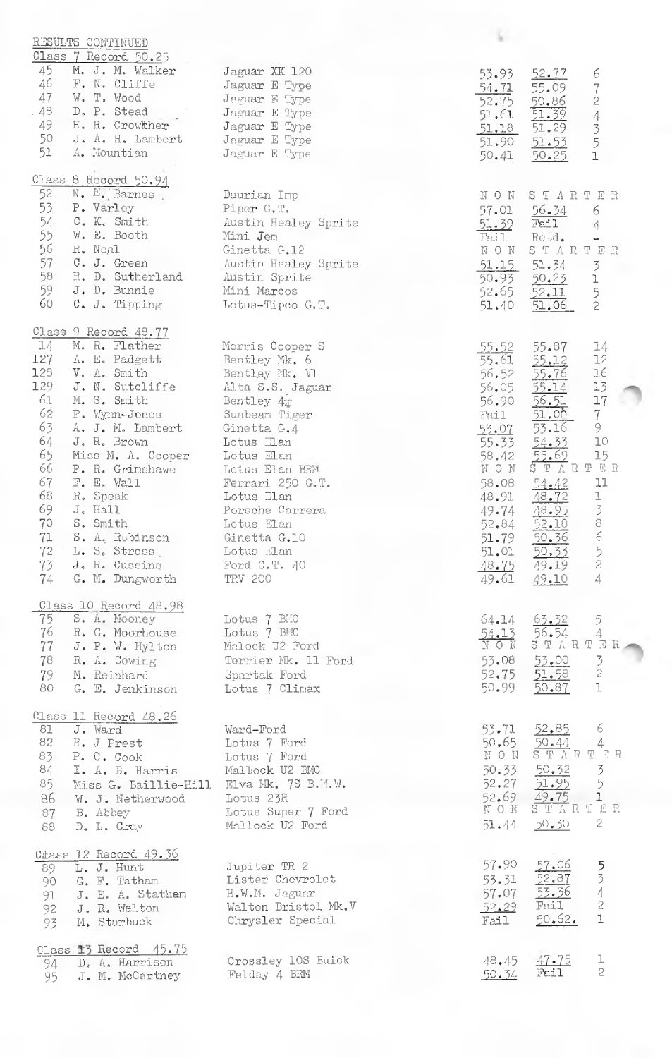RESULTS CONTINUED

**Class 7 Record 50.25**

| No. | Driver | Car | Run 1 | Run 2 | Pos. |
|---|---|---|---|---|---|
| 45 | M. J. M. Walker | Jaguar XK 120 | 53.93 | 52.77 | 6 |
| 46 | F. N. Cliffe | Jaguar E Type | 54.71 | 55.09 | 7 |
| 47 | W. T. Wood | Jaguar E Type | 52.75 | 50.86 | 2 |
| 48 | D. P. Stead | Jaguar E Type | 51.61 | 51.39 | 4 |
| 49 | H. R. Crowther | Jaguar E Type | 51.18 | 51.29 | 3 |
| 50 | J. A. H. Lambert | Jaguar E Type | 51.90 | 51.53 | 5 |
| 51 | A. Mountian | Jaguar E Type | 50.41 | 50.25 | 1 |

**Class 8 Record 50.94**

| No. | Driver | Car | Run 1 | Run 2 | Pos. |
|---|---|---|---|---|---|
| 52 | N. E. Barnes | Daurian Imp | NON STARTER | | |
| 53 | P. Varley | Piper G.T. | 57.01 | 56.34 | 6 |
| 54 | C. K. Smith | Austin Healey Sprite | 51.39 | Fail | 4 |
| 55 | W. E. Booth | Mini Jem | Fail | Retd. | - |
| 56 | R. Neal | Ginetta G.12 | NON STARTER | | |
| 57 | C. J. Green | Austin Healey Sprite | 51.15 | 51.34 | 3 |
| 58 | R. D. Sutherland | Austin Sprite | 50.93 | 50.23 | 1 |
| 59 | J. D. Bunnie | Mini Marcos | 52.65 | 52.11 | 5 |
| 60 | C. J. Tipping | Lotus-Tipco G.T. | 51.40 | 51.06 | 2 |

**Class 9 Record 48.77**

| No. | Driver | Car | Run 1 | Run 2 | Pos. |
|---|---|---|---|---|---|
| 14 | M. R. Flather | Morris Cooper S | 55.52 | 55.87 | 14 |
| 127 | A. E. Padgett | Bentley Mk. 6 | 55.61 | 55.12 | 12 |
| 128 | V. A. Smith | Bentley Mk. Vl | 56.52 | 55.76 | 16 |
| 129 | J. N. Sutcliffe | Alta S.S. Jaguar | 56.05 | 55.14 | 13 |
| 61 | M. S. Smith | Bentley 4½ | 56.90 | 56.51 | 17 |
| 62 | P. Wynn-Jones | Sunbeam Tiger | Fail | 51.00 | 7 |
| 63 | A. J. M. Lambert | Ginetta G.4 | 53.07 | 53.16 | 9 |
| 64 | J. R. Brown | Lotus Elan | 55.33 | 54.33 | 10 |
| 65 | Miss M. A. Cooper | Lotus Elan | 58.42 | 55.69 | 15 |
| 66 | P. R. Grimshawe | Lotus Elan BRM | NON STARTER | | |
| 67 | F. E. Wall | Ferrari 250 G.T. | 58.08 | 54.42 | 11 |
| 68 | R. Speak | Lotus Elan | 48.91 | 48.72 | 1 |
| 69 | J. Hall | Porsche Carrera | 49.74 | 48.95 | 3 |
| 70 | S. Smith | Lotus Elan | 52.84 | 52.18 | 8 |
| 71 | S. A. Robinson | Ginetta G.10 | 51.79 | 50.36 | 6 |
| 72 | L. S. Stross | Lotus Elan | 51.01 | 50.33 | 5 |
| 73 | J. R. Cussins | Ford G.T. 40 | 48.75 | 49.19 | 2 |
| 74 | G. M. Dungworth | TRV 200 | 49.61 | 49.10 | 4 |

**Class 10 Record 48.98**

| No. | Driver | Car | Run 1 | Run 2 | Pos. |
|---|---|---|---|---|---|
| 75 | S. A. Mooney | Lotus 7 BMC | 64.14 | 63.32 | 5 |
| 76 | R. G. Moorhouse | Lotus 7 BMC | 54.13 | 56.54 | 4 |
| 77 | J. P. W. Hylton | Malock U2 Ford | NON STARTER | | |
| 78 | R. A. Cowing | Terrier Mk. 11 Ford | 53.08 | 53.00 | 3 |
| 79 | M. Reinhard | Spartak Ford | 52.75 | 51.58 | 2 |
| 80 | G. E. Jenkinson | Lotus 7 Climax | 50.99 | 50.87 | 1 |

**Class 11 Record 48.26**

| No. | Driver | Car | Run 1 | Run 2 | Pos. |
|---|---|---|---|---|---|
| 81 | J. Ward | Ward-Ford | 53.71 | 52.85 | 6 |
| 82 | R. J Prest | Lotus 7 Ford | 50.65 | 50.44 | 4 |
| 83 | P. C. Cook | Lotus 7 Ford | NON STARTER | | |
| 84 | I. A. B. Harris | Mallock U2 BMC | 50.33 | 50.32 | 3 |
| 85 | Miss G. Baillie-Hill | Elva Mk. 7S B.M.W. | 52.27 | 51.95 | 5 |
| 86 | W. J. Netherwood | Lotus 23R | 52.69 | 49.75 | 1 |
| 87 | B. Abbey | Lotus Super 7 Ford | NON STARTER | | |
| 88 | D. L. Gray | Mallock U2 Ford | 51.44 | 50.30 | 2 |

**Class 12 Record 49.36**

| No. | Driver | Car | Run 1 | Run 2 | Pos. |
|---|---|---|---|---|---|
| 89 | L. J. Hunt | Jupiter TR 2 | 57.90 | 57.06 | 5 |
| 90 | G. F. Tatham | Lister Chevrolet | 53.31 | 52.87 | 3 |
| 91 | J. E. A. Statham | H.W.M. Jaguar | 57.07 | 53.36 | 4 |
| 92 | J. R. Welton | Walton Bristol Mk.V | 52.29 | Fail | 2 |
| 93 | M. Starbuck | Chrysler Special | Fail | 50.62. | 1 |

**Class 13 Record 45.75**

| No. | Driver | Car | Run 1 | Run 2 | Pos. |
|---|---|---|---|---|---|
| 94 | D. A. Harrison | Crossley 10S Buick | 48.45 | 47.75 | 1 |
| 95 | J. M. McCartney | Felday 4 BRM | 50.34 | Fail | 2 |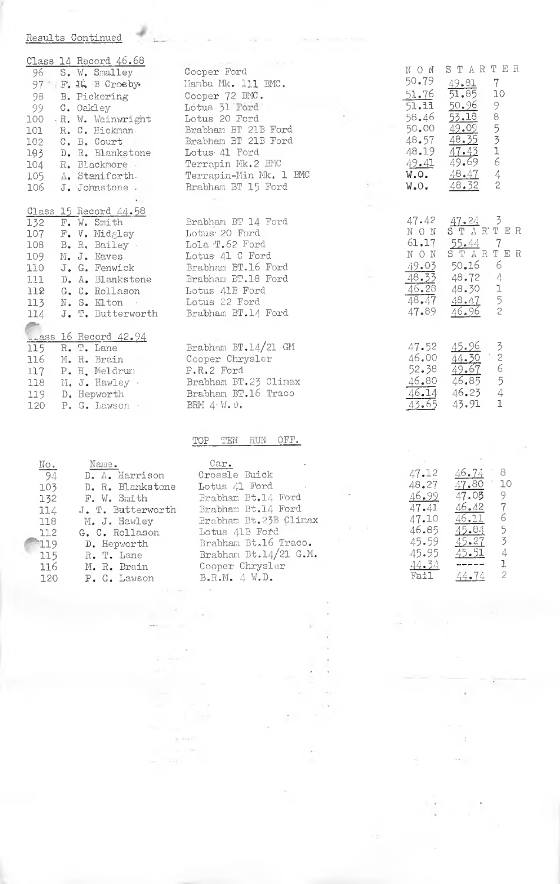Results Continued

## Class 14 Record 46.68

| No. | Name | Car | Run 1 | Run 2 | Pos. |
|---|---|---|---|---|---|
| 96 | S. W. Smalley | Cooper Ford | NON STARTER | | |
| 97 | F. H. B Crosby | Mamba Mk. 111 BMC. | 50.79 | 49.81 | 7 |
| 98 | B. Pickering | Cooper 72 BMC. | 51.76 | 51.85 | 10 |
| 99 | C. Oakley | Lotus 31 Ford | 51.11 | 50.96 | 9 |
| 100 | R. W. Wainwright | Lotus 20 Ford | 58.46 | 53.18 | 8 |
| 101 | R. C. Hickman | Brabham BT 21B Ford | 50.00 | 49.09 | 5 |
| 102 | C. B. Court | Brabham BT 21B Ford | 48.57 | 48.35 | 3 |
| 103 | D. R. Blankstone | Lotus 41 Ford | 48.19 | 47.43 | 1 |
| 104 | R. Blackmore | Terrapin Mk.2 BMC | 49.41 | 49.69 | 6 |
| 105 | A. Staniforth | Terrapin-Min Mk. 1 BMC | W.O. | 48.47 | 4 |
| 106 | J. Johnstone | Brabham BT 15 Ford | W.O. | 48.32 | 2 |

## Class 15 Record 44.58

| No. | Name | Car | Run 1 | Run 2 | Pos. |
|---|---|---|---|---|---|
| 132 | F. W. Smith | Brabham BT 14 Ford | 47.42 | 47.24 | 3 |
| 107 | F. V. Midgley | Lotus 20 Ford | NON STARTER | | |
| 108 | B. R. Bailey | Lola T.62 Ford | 61.17 | 55.44 | 7 |
| 109 | M. J. Eaves | Lotus 41 C Ford | NON STARTER | | |
| 110 | J. G. Fenwick | Brabham BT.16 Ford | 49.03 | 50.16 | 6 |
| 111 | D. A. Blankstone | Brabham BT.18 Ford | 48.33 | 48.72 | 4 |
| 112 | G. C. Rollason | Lotus 41B Ford | 46.28 | 48.30 | 1 |
| 113 | N. S. Elton | Lotus 22 Ford | 48.47 | 48.47 | 5 |
| 114 | J. T. Butterworth | Brabham BT.14 Ford | 47.89 | 46.96 | 2 |

## Class 16 Record 42.94

| No. | Name | Car | Run 1 | Run 2 | Pos. |
|---|---|---|---|---|---|
| 115 | R. T. Lane | Brabham BT.14/21 GM | 47.52 | 45.96 | 3 |
| 116 | M. R. Brain | Cooper Chrysler | 46.00 | 44.30 | 2 |
| 117 | P. H. Meldrum | P.R.2 Ford | 52.38 | 49.67 | 6 |
| 118 | M. J. Hawley | Brabham BT.23 Climax | 46.80 | 46.85 | 5 |
| 119 | D. Hepworth | Brabham BT.16 Traco | 46.14 | 46.23 | 4 |
| 120 | P. G. Lawson | BRM 4 W.D. | 43.65 | 43.91 | 1 |

## TOP TEN RUN OFF.

| No. | Name. | Car. | Run 1 | Run 2 | Pos. |
|---|---|---|---|---|---|
| 94 | D. A. Harrison | Crossle Buick | 47.12 | 46.74 | 8 |
| 103 | D. R. Blankstone | Lotus 41 Ford | 48.27 | 47.80 | 10 |
| 132 | F. W. Smith | Brabham Bt.14 Ford | 46.99 | 47.05 | 9 |
| 114 | J. T. Butterworth | Brabham Bt.14 Ford | 47.41 | 46.42 | 7 |
| 118 | M. J. Hawley | Brabham Bt.23B Climax | 47.10 | 46.11 | 6 |
| 112 | G. C. Rollason | Lotus 41B Ford | 46.85 | 45.84 | 5 |
| 119 | D. Hepworth | Brabham Bt.16 Traco. | 45.59 | 45.27 | 3 |
| 115 | R. T. Lane | Brabham Bt.14/21 G.M. | 45.95 | 45.51 | 4 |
| 116 | M. R. Brain | Cooper Chrysler | 44.34 | ----- | 1 |
| 120 | P. G. Lawson | B.R.M. 4 W.D. | Fail | 44.74 | 2 |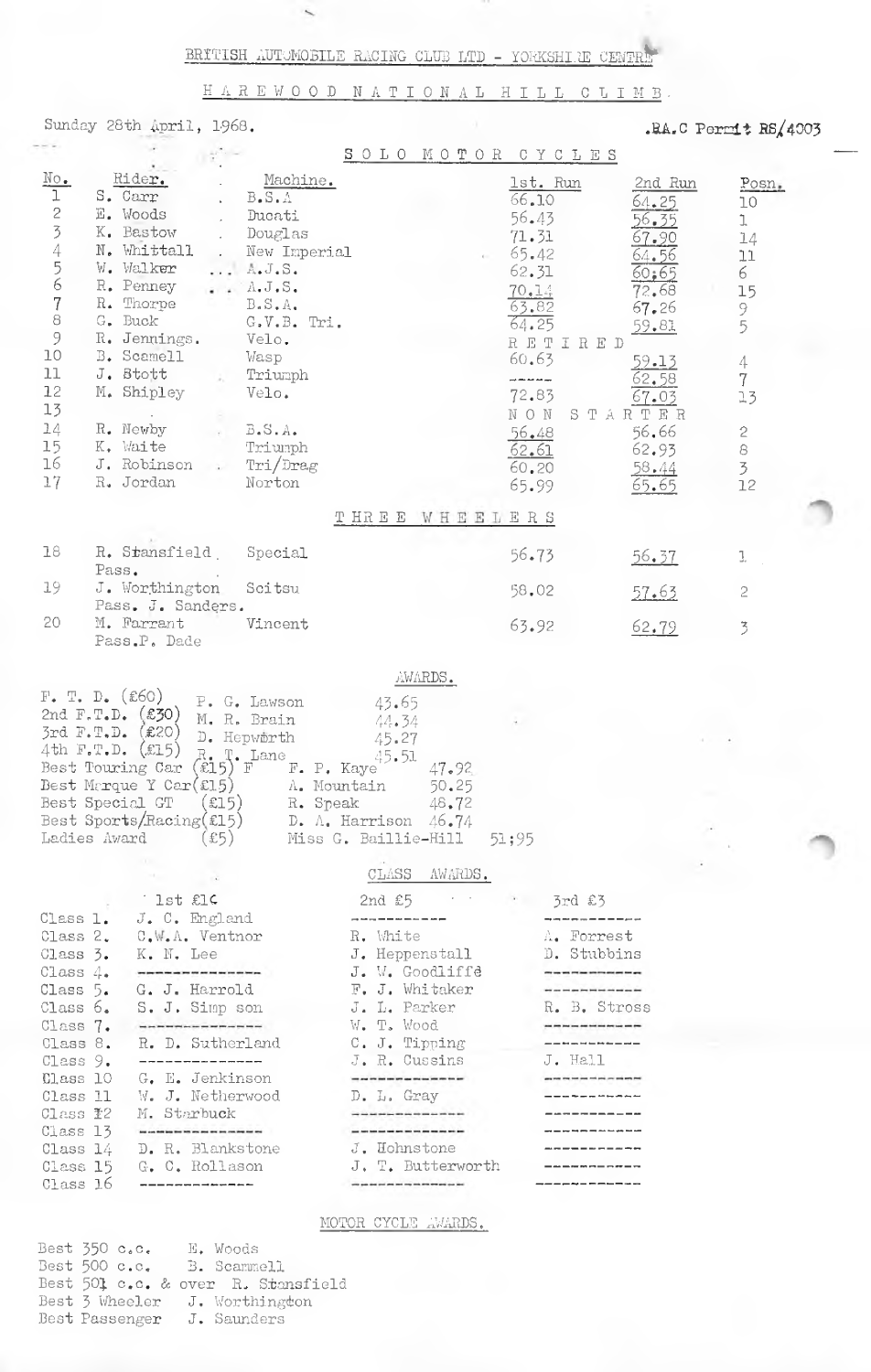# BRITISH AUTOMOBILE RACING CLUB LTD - YORKSHIRE CENTRE

## HAREWOOD NATIONAL HILL CLIMB.

Sunday 28th April, 1968.

.RA.C Permit RS/4003

### SOLO MOTOR CYCLES

| No. | Rider. | Machine. | 1st. Run | 2nd Run | Posn. |
|---|---|---|---|---|---|
| 1 | S. Carr | B.S.A. | 66.10 | 64.25 | 10 |
| 2 | E. Woods | Ducati | 56.43 | 56.35 | 1 |
| 3 | K. Bastow | Douglas | 71.31 | 67.90 | 14 |
| 4 | N. Whittall | New Imperial | 65.42 | 64.56 | 11 |
| 5 | W. Walker | A.J.S. | 62.31 | 60;65 | 6 |
| 6 | R. Penney | A.J.S. | 70.14 | 72.68 | 15 |
| 7 | R. Thorpe | B.S.A. | 63.82 | 67.26 | 9 |
| 8 | G. Buck | G.V.B. Tri. | 64.25 | 59.81 | 5 |
| 9 | R. Jennings. | Velo. | RETIRED | | |
| 10 | B. Scamell | Wasp | 60.63 | 59.13 | 4 |
| 11 | J. Stott | Triumph | ----- | 62.58 | 7 |
| 12 | M. Shipley | Velo. | 72.83 | 67.03 | 13 |
| 13 | | | NON STARTER | | |
| 14 | R. Newby | B.S.A. | 56.48 | 56.66 | 2 |
| 15 | K. Waite | Triumph | 62.61 | 62.93 | 8 |
| 16 | J. Robinson | Tri/Drag | 60.20 | 58.44 | 3 |
| 17 | R. Jordan | Norton | 65.99 | 65.65 | 12 |

### THREE WHEELERS

| No. | Rider. | Machine. | 1st. Run | 2nd Run | Posn. |
|---|---|---|---|---|---|
| 18 | R. Stansfield Pass. | Special | 56.73 | 56.37 | 1 |
| 19 | J. Worthington Pass. J. Sanders. | Scitsu | 58.02 | 57.63 | 2 |
| 20 | M. Farrant Pass.P. Dade | Vincent | 63.92 | 62.79 | 3 |

### AWARDS.

| Award | Name | Time |
|---|---|---|
| F. T. D. (£60) | P. G. Lawson | 43.65 |
| 2nd F.T.D. (£30) | M. R. Brain | 44.34 |
| 3rd F.T.D. (£20) | D. Hepworth | 45.27 |
| 4th F.T.D. (£15) | R. T. Lane | 45.51 |
| Best Touring Car (£15) | F. P. Kaye | 47.92 |
| Best Marque Y Car(£15) | A. Mountain | 50.25 |
| Best Special GT (£15) | R. Speak | 48.72 |
| Best Sports/Racing(£15) | D. A. Harrison | 46.74 |
| Ladies Award (£5) | Miss G. Baillie-Hill | 51;95 |

### CLASS AWARDS.

| | 1st £10 | 2nd £5 | 3rd £3 |
|---|---|---|---|
| Class 1. | J. C. England | ----------- | ----------- |
| Class 2. | C.W.A. Ventnor | R. White | A. Forrest |
| Class 3. | K. N. Lee | J. Heppenstall | D. Stubbins |
| Class 4. | --------------- | J. W. Goodliffe | ----------- |
| Class 5. | G. J. Harrold | F. J. Whitaker | ----------- |
| Class 6. | S. J. Simp son | J. L. Parker | R. B. Stross |
| Class 7. | --------------- | W. T. Wood | ----------- |
| Class 8. | R. D. Sutherland | C. J. Tipping | ----------- |
| Class 9. | --------------- | J. R. Cussins | J. Hall |
| Class 10 | G. E. Jenkinson | ----------- | ----------- |
| Class 11 | W. J. Netherwood | D. L. Gray | ----------- |
| Class 12 | M. Starbuck | ----------- | ----------- |
| Class 13 | --------------- | ----------- | ----------- |
| Class 14 | D. R. Blankstone | J. Hohnstone | ----------- |
| Class 15 | G. C. Rollason | J. T. Butterworth | ----------- |
| Class 16 | --------------- | ----------- | ----------- |

### MOTOR CYCLE AWARDS.

Best 350 c.c. E. Woods
Best 500 c.c. B. Scammell
Best 501 c.c. & over R. Stansfield
Best 3 Wheeler J. Worthington
Best Passenger J. Saunders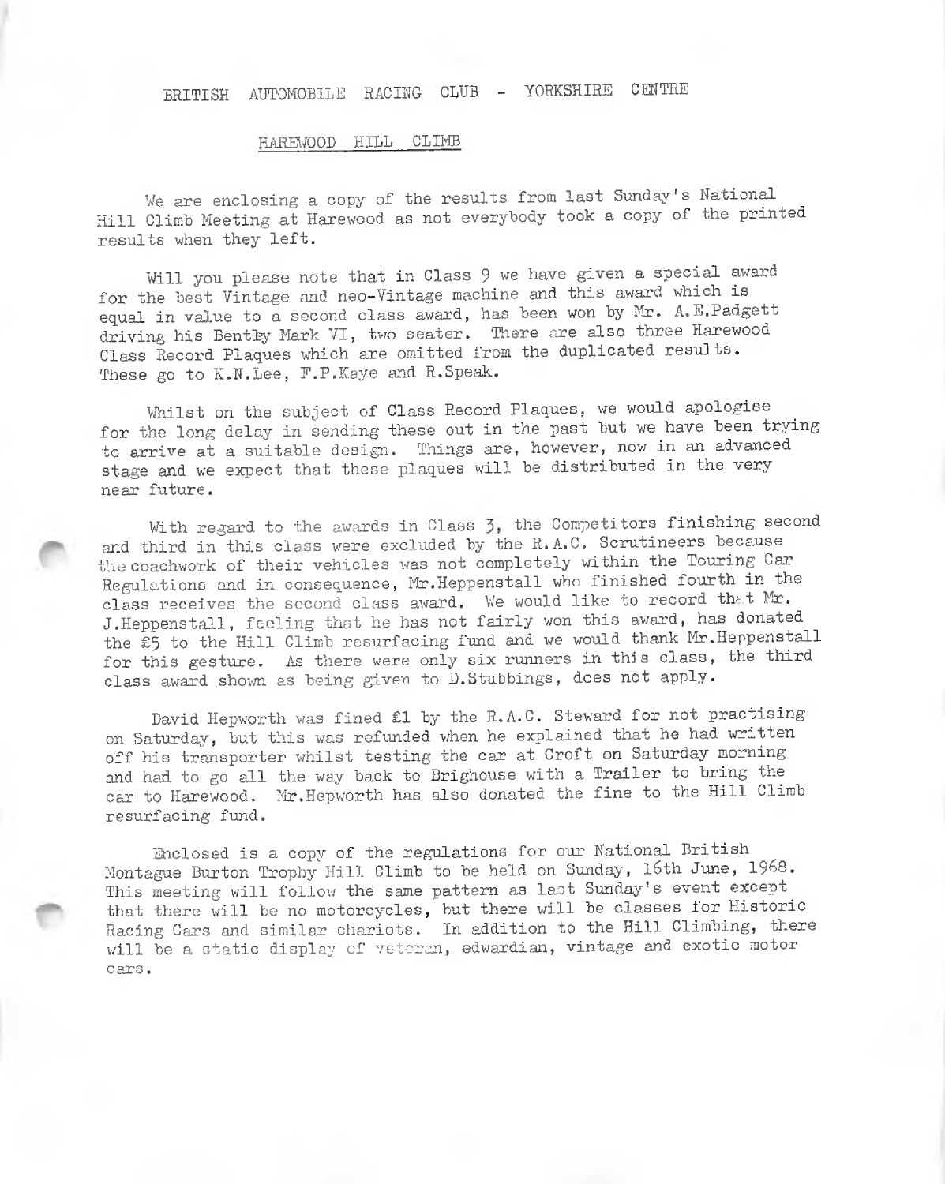# BRITISH AUTOMOBILE RACING CLUB - YORKSHIRE CENTRE

## HAREWOOD HILL CLIMB

We are enclosing a copy of the results from last Sunday's National Hill Climb Meeting at Harewood as not everybody took a copy of the printed results when they left.

Will you please note that in Class 9 we have given a special award for the best Vintage and neo-Vintage machine and this award which is equal in value to a second class award, has been won by Mr. A.E.Padgett driving his Bentley Mark VI, two seater. There are also three Harewood Class Record Plaques which are omitted from the duplicated results. These go to K.N.Lee, F.P.Kaye and R.Speak.

Whilst on the subject of Class Record Plaques, we would apologise for the long delay in sending these out in the past but we have been trying to arrive at a suitable design. Things are, however, now in an advanced stage and we expect that these plaques will be distributed in the very near future.

With regard to the awards in Class 3, the Competitors finishing second and third in this class were excluded by the R.A.C. Scrutineers because the coachwork of their vehicles was not completely within the Touring Car Regulations and in consequence, Mr.Heppenstall who finished fourth in the class receives the second class award. We would like to record that Mr. J.Heppenstall, feeling that he has not fairly won this award, has donated the £5 to the Hill Climb resurfacing fund and we would thank Mr.Heppenstall for this gesture. As there were only six runners in this class, the third class award shown as being given to D.Stubbings, does not apply.

David Hepworth was fined £1 by the R.A.C. Steward for not practising on Saturday, but this was refunded when he explained that he had written off his transporter whilst testing the car at Croft on Saturday morning and had to go all the way back to Brighouse with a Trailer to bring the car to Harewood. Mr.Hepworth has also donated the fine to the Hill Climb resurfacing fund.

Enclosed is a copy of the regulations for our National British Montague Burton Trophy Hill Climb to be held on Sunday, 16th June, 1968. This meeting will follow the same pattern as last Sunday's event except that there will be no motorcycles, but there will be classes for Historic Racing Cars and similar chariots. In addition to the Hill Climbing, there will be a static display of veteran, edwardian, vintage and exotic motor cars.